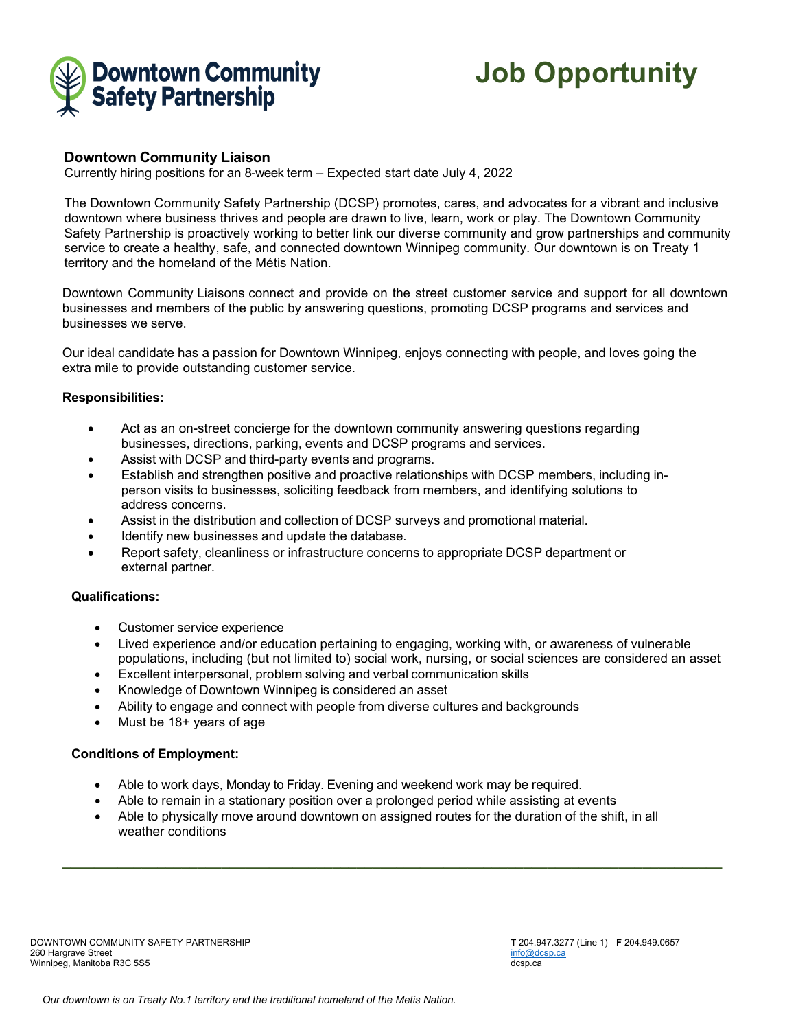Downtown Community Safety Partnership

# Job Opportunity

## Downtown Community Liaison

Currently hiring positions for an 8-week term – Expected start date July 4, 2022

The Downtown Community Safety Partnership (DCSP) promotes, cares, and advocates for a vibrant and inclusive downtown where business thrives and people are drawn to live, learn, work or play. The Downtown Community Safety Partnership is proactively working to better link our diverse community and grow partnerships and community service to create a healthy, safe, and connected downtown Winnipeg community. Our downtown is on Treaty 1 territory and the homeland of the Métis Nation.

Downtown Community Liaisons connect and provide on the street customer service and support for all downtown businesses and members of the public by answering questions, promoting DCSP programs and services and businesses we serve.

Our ideal candidate has a passion for Downtown Winnipeg, enjoys connecting with people, and loves going the extra mile to provide outstanding customer service.

**Responsibilities:**

- Act as an on-street concierge for the downtown community answering questions regarding businesses, directions, parking, events and DCSP programs and services.
- Assist with DCSP and third-party events and programs.
- Establish and strengthen positive and proactive relationships with DCSP members, including in-person visits to businesses, soliciting feedback from members, and identifying solutions to address concerns.
- Assist in the distribution and collection of DCSP surveys and promotional material.
- Identify new businesses and update the database.
- Report safety, cleanliness or infrastructure concerns to appropriate DCSP department or external partner.

**Qualifications:**

- Customer service experience
- Lived experience and/or education pertaining to engaging, working with, or awareness of vulnerable populations, including (but not limited to) social work, nursing, or social sciences are considered an asset
- Excellent interpersonal, problem solving and verbal communication skills
- Knowledge of Downtown Winnipeg is considered an asset
- Ability to engage and connect with people from diverse cultures and backgrounds
- Must be 18+ years of age

**Conditions of Employment:**

- Able to work days, Monday to Friday. Evening and weekend work may be required.
- Able to remain in a stationary position over a prolonged period while assisting at events
- Able to physically move around downtown on assigned routes for the duration of the shift, in all weather conditions

DOWNTOWN COMMUNITY SAFETY PARTNERSHIP
260 Hargrave Street
Winnipeg, Manitoba R3C 5S5

**T** 204.947.3277 (Line 1) | **F** 204.949.0657
info@dcsp.ca
dcsp.ca

*Our downtown is on Treaty No.1 territory and the traditional homeland of the Metis Nation.*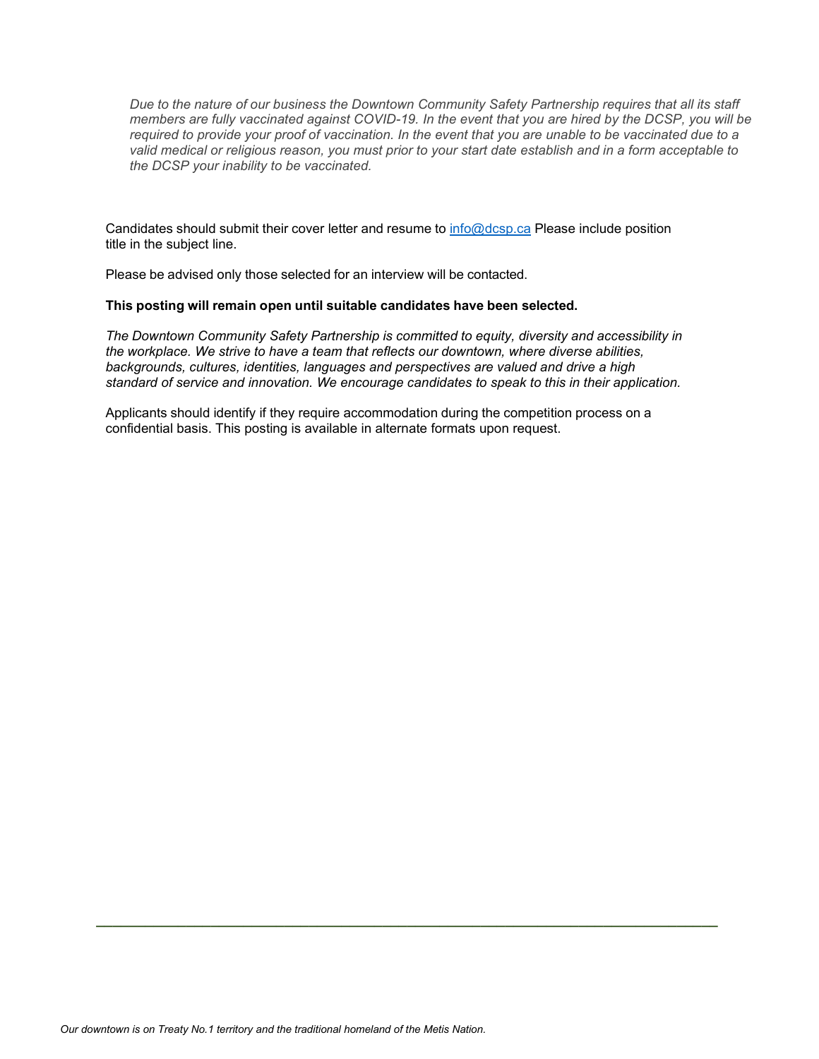*Due to the nature of our business the Downtown Community Safety Partnership requires that all its staff members are fully vaccinated against COVID-19. In the event that you are hired by the DCSP, you will be required to provide your proof of vaccination. In the event that you are unable to be vaccinated due to a valid medical or religious reason, you must prior to your start date establish and in a form acceptable to the DCSP your inability to be vaccinated.*

Candidates should submit their cover letter and resume to [info@dcsp.ca](mailto:info@dcsp.ca) Please include position title in the subject line.

Please be advised only those selected for an interview will be contacted.

**This posting will remain open until suitable candidates have been selected.**

*The Downtown Community Safety Partnership is committed to equity, diversity and accessibility in the workplace. We strive to have a team that reflects our downtown, where diverse abilities, backgrounds, cultures, identities, languages and perspectives are valued and drive a high standard of service and innovation. We encourage candidates to speak to this in their application.*

Applicants should identify if they require accommodation during the competition process on a confidential basis. This posting is available in alternate formats upon request.